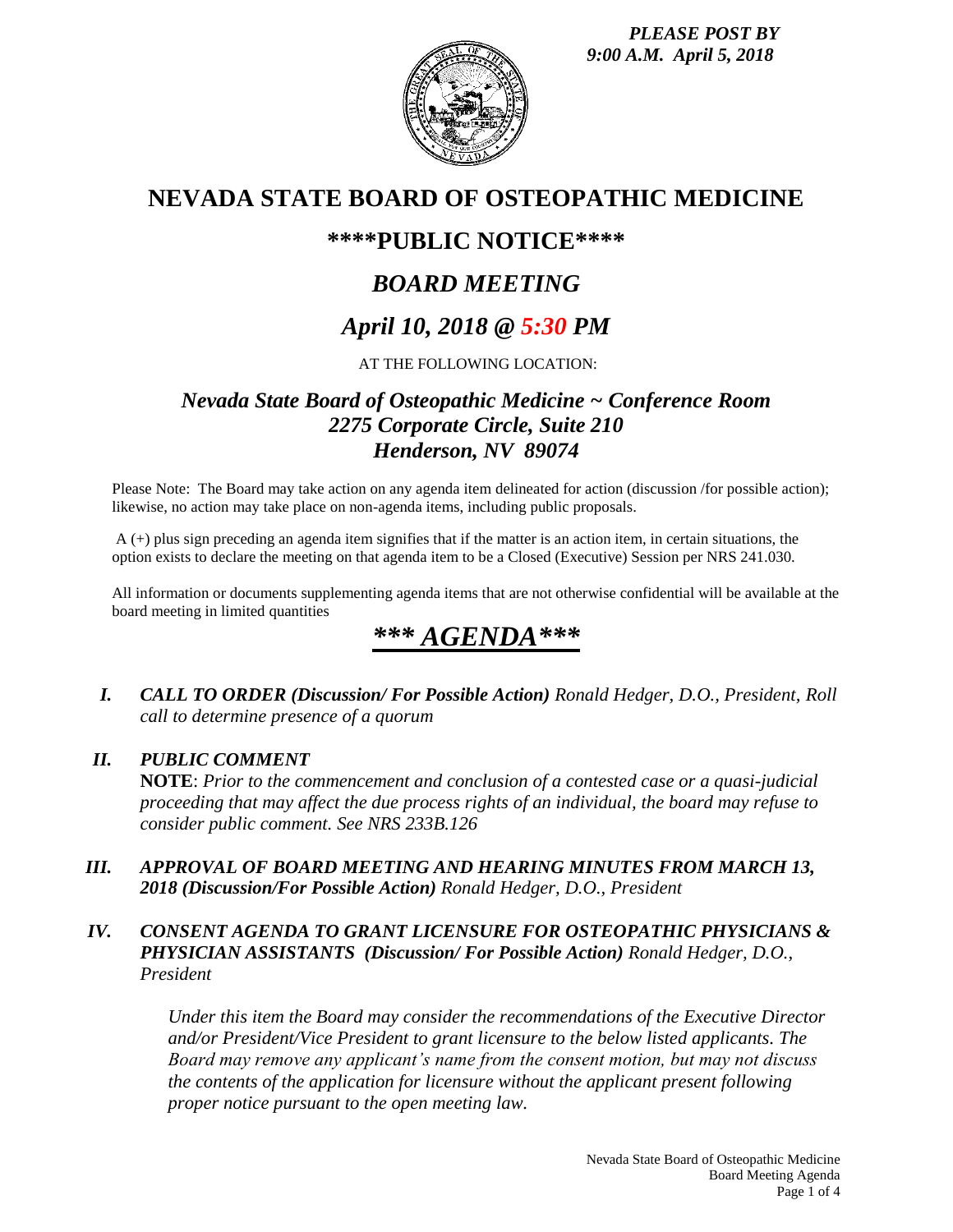*PLEASE POST BY 9:00 A.M. April 5, 2018*

# NEVADA STATE BOARD OF OSTEOPATHIC MEDICINE

## \*\*\*\*PUBLIC NOTICE\*\*\*\*

## *BOARD MEETING*

## *April 10, 2018 @ 5:30 PM*

AT THE FOLLOWING LOCATION:

### *Nevada State Board of Osteopathic Medicine ~ Conference Room*
### *2275 Corporate Circle, Suite 210*
### *Henderson, NV 89074*

Please Note: The Board may take action on any agenda item delineated for action (discussion /for possible action); likewise, no action may take place on non-agenda items, including public proposals.

A (+) plus sign preceding an agenda item signifies that if the matter is an action item, in certain situations, the option exists to declare the meeting on that agenda item to be a Closed (Executive) Session per NRS 241.030.

All information or documents supplementing agenda items that are not otherwise confidential will be available at the board meeting in limited quantities

# *\*\*\* AGENDA\*\*\**

**I.** ***CALL TO ORDER (Discussion/ For Possible Action)*** *Ronald Hedger, D.O., President, Roll call to determine presence of a quorum*

**II.** ***PUBLIC COMMENT***
**NOTE**: *Prior to the commencement and conclusion of a contested case or a quasi-judicial proceeding that may affect the due process rights of an individual, the board may refuse to consider public comment. See NRS 233B.126*

**III.** ***APPROVAL OF BOARD MEETING AND HEARING MINUTES FROM MARCH 13, 2018 (Discussion/For Possible Action)*** *Ronald Hedger, D.O., President*

**IV.** ***CONSENT AGENDA TO GRANT LICENSURE FOR OSTEOPATHIC PHYSICIANS & PHYSICIAN ASSISTANTS (Discussion/ For Possible Action)*** *Ronald Hedger, D.O., President*

*Under this item the Board may consider the recommendations of the Executive Director and/or President/Vice President to grant licensure to the below listed applicants. The Board may remove any applicant's name from the consent motion, but may not discuss the contents of the application for licensure without the applicant present following proper notice pursuant to the open meeting law.*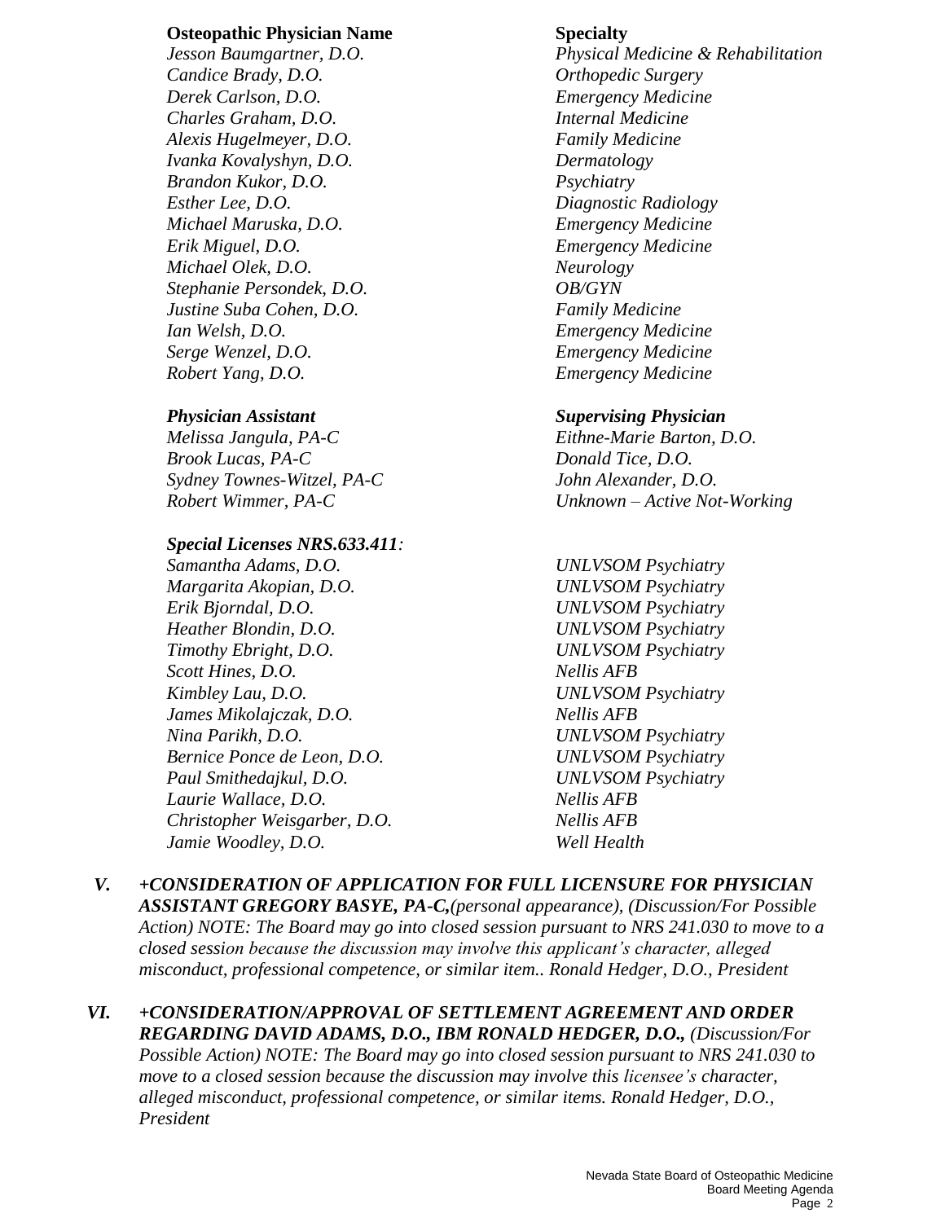| Osteopathic Physician Name | Specialty |
|---|---|
| *Jesson Baumgartner, D.O.* | *Physical Medicine & Rehabilitation* |
| *Candice Brady, D.O.* | *Orthopedic Surgery* |
| *Derek Carlson, D.O.* | *Emergency Medicine* |
| *Charles Graham, D.O.* | *Internal Medicine* |
| *Alexis Hugelmeyer, D.O.* | *Family Medicine* |
| *Ivanka Kovalyshyn, D.O.* | *Dermatology* |
| *Brandon Kukor, D.O.* | *Psychiatry* |
| *Esther Lee, D.O.* | *Diagnostic Radiology* |
| *Michael Maruska, D.O.* | *Emergency Medicine* |
| *Erik Miguel, D.O.* | *Emergency Medicine* |
| *Michael Olek, D.O.* | *Neurology* |
| *Stephanie Persondek, D.O.* | *OB/GYN* |
| *Justine Suba Cohen, D.O.* | *Family Medicine* |
| *Ian Welsh, D.O.* | *Emergency Medicine* |
| *Serge Wenzel, D.O.* | *Emergency Medicine* |
| *Robert Yang, D.O.* | *Emergency Medicine* |

| *Physician Assistant* | *Supervising Physician* |
|---|---|
| *Melissa Jangula, PA-C* | *Eithne-Marie Barton, D.O.* |
| *Brook Lucas, PA-C* | *Donald Tice, D.O.* |
| *Sydney Townes-Witzel, PA-C* | *John Alexander, D.O.* |
| *Robert Wimmer, PA-C* | *Unknown – Active Not-Working* |

| *Special Licenses NRS.633.411:* | |
|---|---|
| *Samantha Adams, D.O.* | *UNLVSOM Psychiatry* |
| *Margarita Akopian, D.O.* | *UNLVSOM Psychiatry* |
| *Erik Bjorndal, D.O.* | *UNLVSOM Psychiatry* |
| *Heather Blondin, D.O.* | *UNLVSOM Psychiatry* |
| *Timothy Ebright, D.O.* | *UNLVSOM Psychiatry* |
| *Scott Hines, D.O.* | *Nellis AFB* |
| *Kimbley Lau, D.O.* | *UNLVSOM Psychiatry* |
| *James Mikolajczak, D.O.* | *Nellis AFB* |
| *Nina Parikh, D.O.* | *UNLVSOM Psychiatry* |
| *Bernice Ponce de Leon, D.O.* | *UNLVSOM Psychiatry* |
| *Paul Smithedajkul, D.O.* | *UNLVSOM Psychiatry* |
| *Laurie Wallace, D.O.* | *Nellis AFB* |
| *Christopher Weisgarber, D.O.* | *Nellis AFB* |
| *Jamie Woodley, D.O.* | *Well Health* |

***V. +CONSIDERATION OF APPLICATION FOR FULL LICENSURE FOR PHYSICIAN ASSISTANT GREGORY BASYE, PA-C,****(personal appearance), (Discussion/For Possible Action) NOTE: The Board may go into closed session pursuant to NRS 241.030 to move to a closed session because the discussion may involve this applicant's character, alleged misconduct, professional competence, or similar item.. Ronald Hedger, D.O., President*

***VI. +CONSIDERATION/APPROVAL OF SETTLEMENT AGREEMENT AND ORDER REGARDING DAVID ADAMS, D.O., IBM RONALD HEDGER, D.O.,*** *(Discussion/For Possible Action) NOTE: The Board may go into closed session pursuant to NRS 241.030 to move to a closed session because the discussion may involve this licensee's character, alleged misconduct, professional competence, or similar items. Ronald Hedger, D.O., President*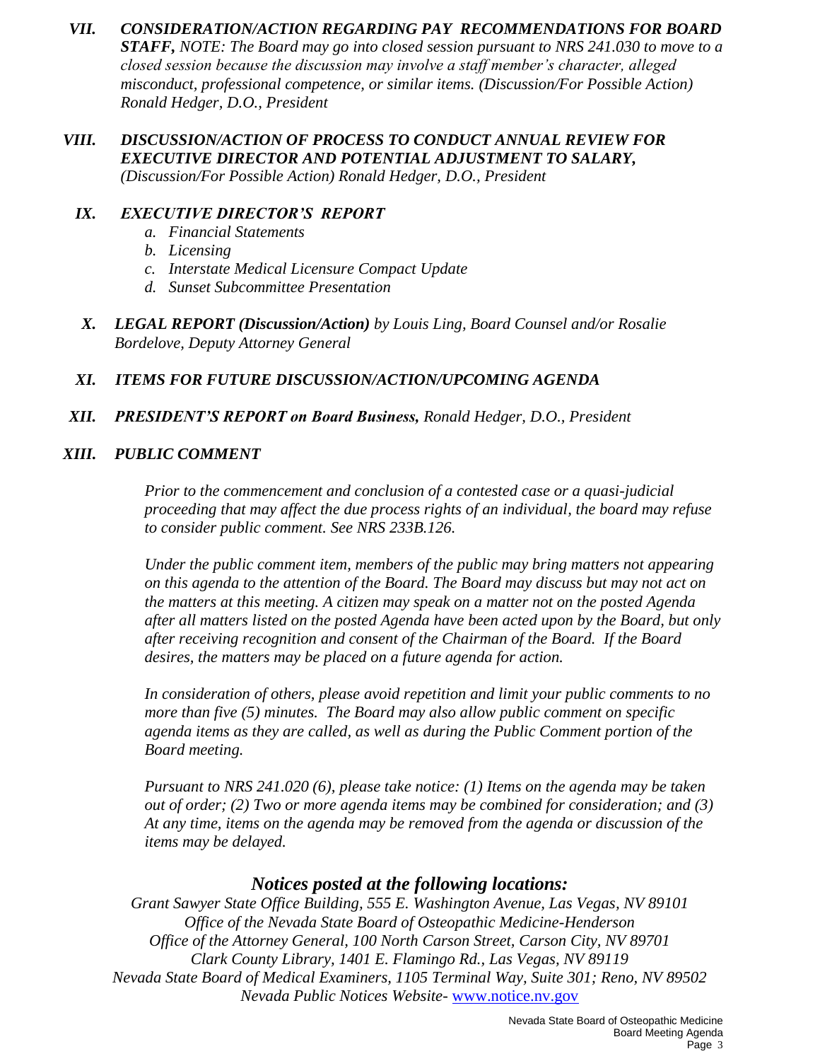*VII.* ***CONSIDERATION/ACTION REGARDING PAY RECOMMENDATIONS FOR BOARD STAFF,*** *NOTE: The Board may go into closed session pursuant to NRS 241.030 to move to a closed session because the discussion may involve a staff member's character, alleged misconduct, professional competence, or similar items. (Discussion/For Possible Action) Ronald Hedger, D.O., President*

*VIII.* ***DISCUSSION/ACTION OF PROCESS TO CONDUCT ANNUAL REVIEW FOR EXECUTIVE DIRECTOR AND POTENTIAL ADJUSTMENT TO SALARY,*** *(Discussion/For Possible Action) Ronald Hedger, D.O., President*

*IX.* ***EXECUTIVE DIRECTOR'S REPORT***

*a. Financial Statements*
*b. Licensing*
*c. Interstate Medical Licensure Compact Update*
*d. Sunset Subcommittee Presentation*

*X.* ***LEGAL REPORT (Discussion/Action)*** *by Louis Ling, Board Counsel and/or Rosalie Bordelove, Deputy Attorney General*

*XI.* ***ITEMS FOR FUTURE DISCUSSION/ACTION/UPCOMING AGENDA***

*XII.* ***PRESIDENT'S REPORT on Board Business,*** *Ronald Hedger, D.O., President*

*XIII.* ***PUBLIC COMMENT***

*Prior to the commencement and conclusion of a contested case or a quasi-judicial proceeding that may affect the due process rights of an individual, the board may refuse to consider public comment. See NRS 233B.126.*

*Under the public comment item, members of the public may bring matters not appearing on this agenda to the attention of the Board. The Board may discuss but may not act on the matters at this meeting. A citizen may speak on a matter not on the posted Agenda after all matters listed on the posted Agenda have been acted upon by the Board, but only after receiving recognition and consent of the Chairman of the Board. If the Board desires, the matters may be placed on a future agenda for action.*

*In consideration of others, please avoid repetition and limit your public comments to no more than five (5) minutes. The Board may also allow public comment on specific agenda items as they are called, as well as during the Public Comment portion of the Board meeting.*

*Pursuant to NRS 241.020 (6), please take notice: (1) Items on the agenda may be taken out of order; (2) Two or more agenda items may be combined for consideration; and (3) At any time, items on the agenda may be removed from the agenda or discussion of the items may be delayed.*

## *Notices posted at the following locations:*

*Grant Sawyer State Office Building, 555 E. Washington Avenue, Las Vegas, NV 89101*
*Office of the Nevada State Board of Osteopathic Medicine-Henderson*
*Office of the Attorney General, 100 North Carson Street, Carson City, NV 89701*
*Clark County Library, 1401 E. Flamingo Rd., Las Vegas, NV 89119*
*Nevada State Board of Medical Examiners, 1105 Terminal Way, Suite 301; Reno, NV 89502*
*Nevada Public Notices Website-* www.notice.nv.gov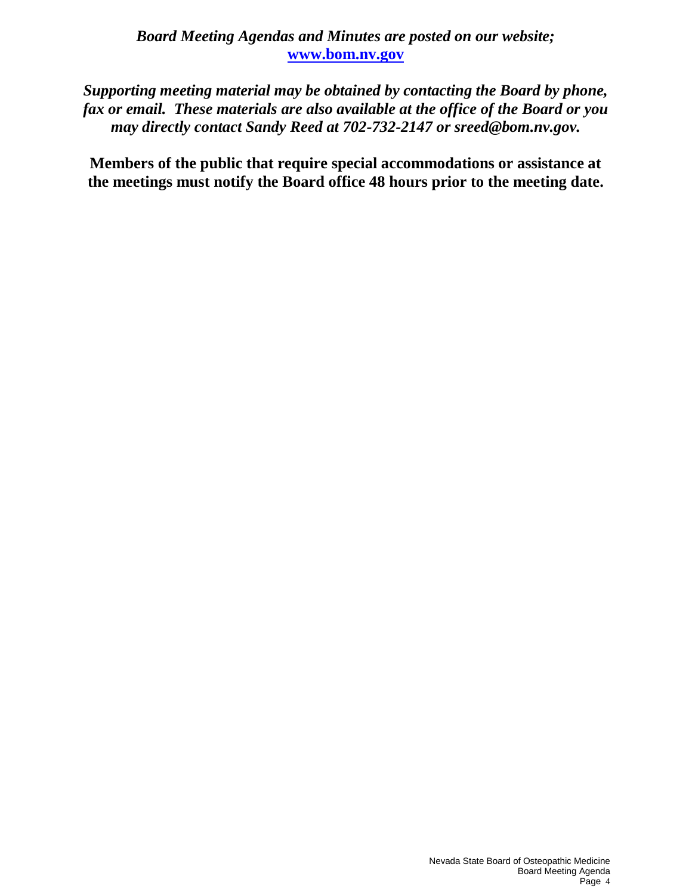***Board Meeting Agendas and Minutes are posted on our website;***
**[www.bom.nv.gov](http://www.bom.nv.gov)**

***Supporting meeting material may be obtained by contacting the Board by phone, fax or email. These materials are also available at the office of the Board or you may directly contact Sandy Reed at 702-732-2147 or sreed@bom.nv.gov.***

**Members of the public that require special accommodations or assistance at the meetings must notify the Board office 48 hours prior to the meeting date.**